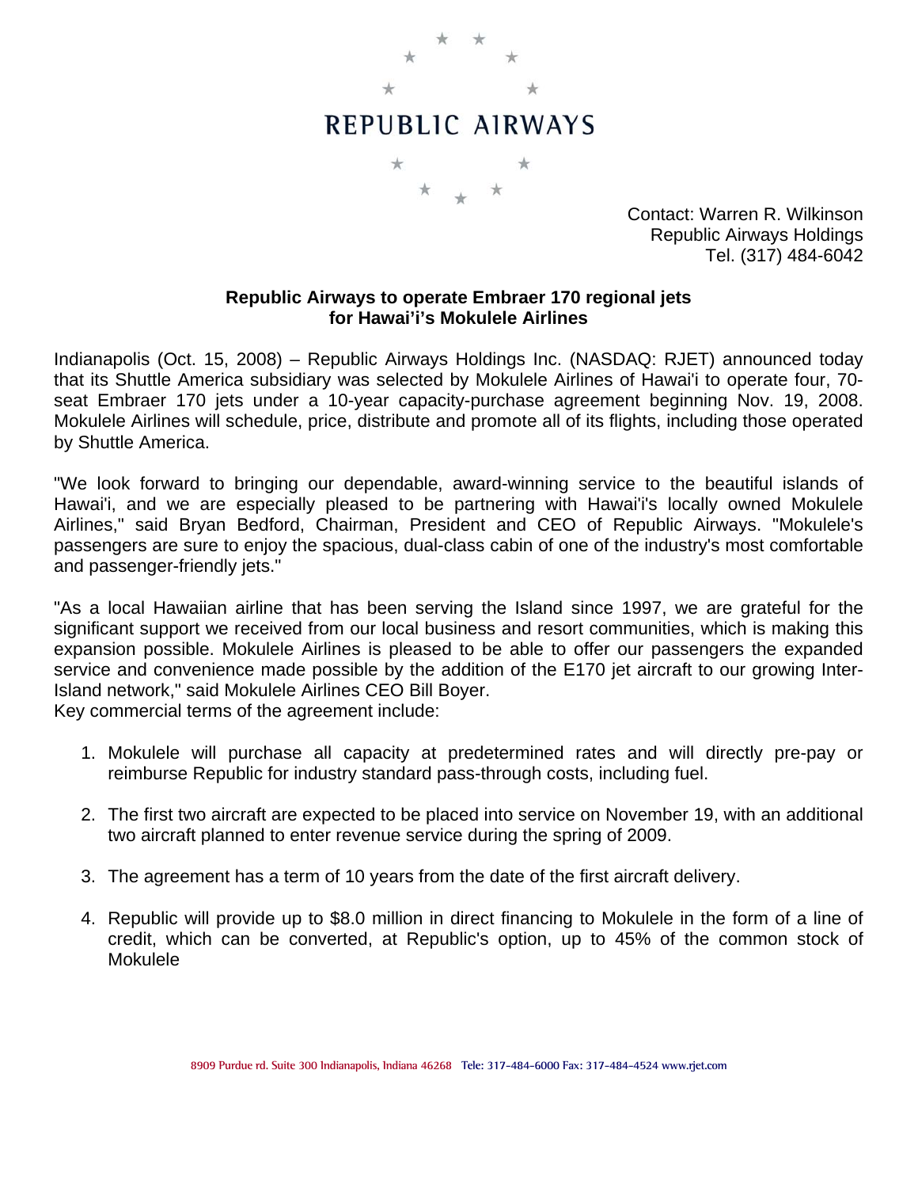# REPUBLIC AIRWAYS

Contact: Warren R. Wilkinson
Republic Airways Holdings
Tel. (317) 484-6042

**Republic Airways to operate Embraer 170 regional jets for Hawai'i's Mokulele Airlines**

Indianapolis (Oct. 15, 2008) – Republic Airways Holdings Inc. (NASDAQ: RJET) announced today that its Shuttle America subsidiary was selected by Mokulele Airlines of Hawai'i to operate four, 70-seat Embraer 170 jets under a 10-year capacity-purchase agreement beginning Nov. 19, 2008. Mokulele Airlines will schedule, price, distribute and promote all of its flights, including those operated by Shuttle America.

"We look forward to bringing our dependable, award-winning service to the beautiful islands of Hawai'i, and we are especially pleased to be partnering with Hawai'i's locally owned Mokulele Airlines," said Bryan Bedford, Chairman, President and CEO of Republic Airways. "Mokulele's passengers are sure to enjoy the spacious, dual-class cabin of one of the industry's most comfortable and passenger-friendly jets."

"As a local Hawaiian airline that has been serving the Island since 1997, we are grateful for the significant support we received from our local business and resort communities, which is making this expansion possible. Mokulele Airlines is pleased to be able to offer our passengers the expanded service and convenience made possible by the addition of the E170 jet aircraft to our growing Inter-Island network," said Mokulele Airlines CEO Bill Boyer.

Key commercial terms of the agreement include:

1. Mokulele will purchase all capacity at predetermined rates and will directly pre-pay or reimburse Republic for industry standard pass-through costs, including fuel.
2. The first two aircraft are expected to be placed into service on November 19, with an additional two aircraft planned to enter revenue service during the spring of 2009.
3. The agreement has a term of 10 years from the date of the first aircraft delivery.
4. Republic will provide up to $8.0 million in direct financing to Mokulele in the form of a line of credit, which can be converted, at Republic's option, up to 45% of the common stock of Mokulele

8909 Purdue rd. Suite 300 Indianapolis, Indiana 46268 Tele: 317-484-6000 Fax: 317-484-4524 www.rjet.com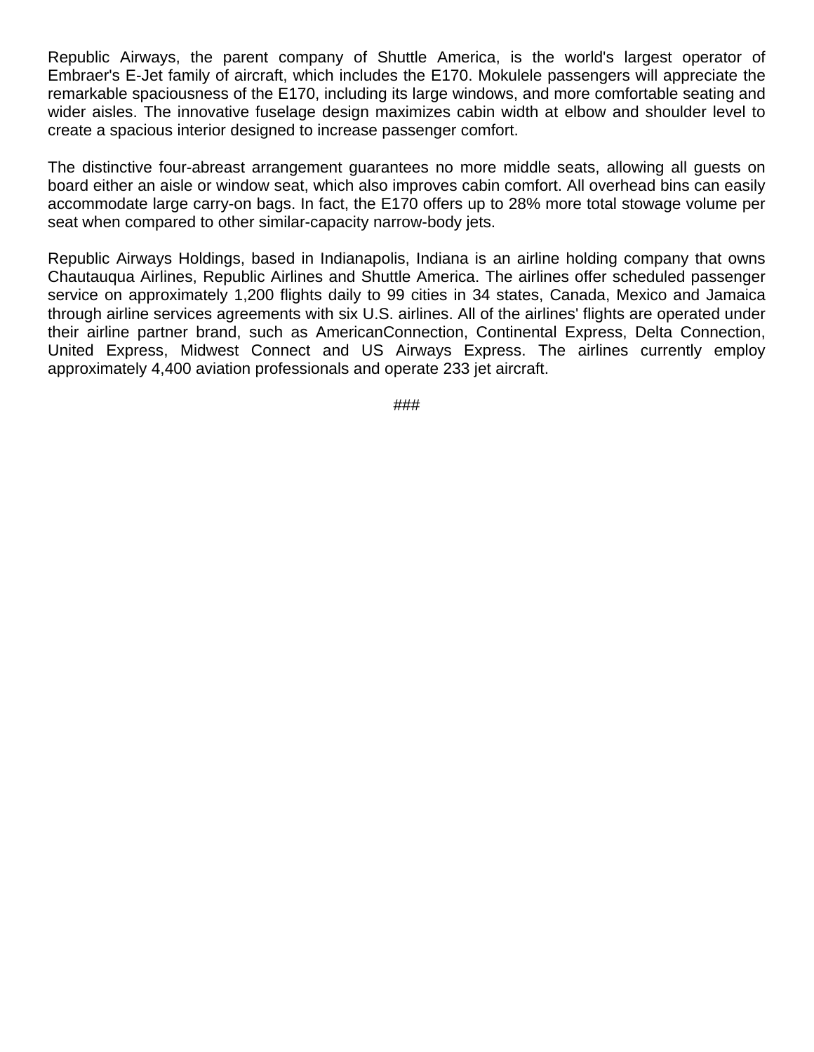Republic Airways, the parent company of Shuttle America, is the world's largest operator of Embraer's E-Jet family of aircraft, which includes the E170. Mokulele passengers will appreciate the remarkable spaciousness of the E170, including its large windows, and more comfortable seating and wider aisles. The innovative fuselage design maximizes cabin width at elbow and shoulder level to create a spacious interior designed to increase passenger comfort.

The distinctive four-abreast arrangement guarantees no more middle seats, allowing all guests on board either an aisle or window seat, which also improves cabin comfort. All overhead bins can easily accommodate large carry-on bags. In fact, the E170 offers up to 28% more total stowage volume per seat when compared to other similar-capacity narrow-body jets.

Republic Airways Holdings, based in Indianapolis, Indiana is an airline holding company that owns Chautauqua Airlines, Republic Airlines and Shuttle America. The airlines offer scheduled passenger service on approximately 1,200 flights daily to 99 cities in 34 states, Canada, Mexico and Jamaica through airline services agreements with six U.S. airlines. All of the airlines' flights are operated under their airline partner brand, such as AmericanConnection, Continental Express, Delta Connection, United Express, Midwest Connect and US Airways Express. The airlines currently employ approximately 4,400 aviation professionals and operate 233 jet aircraft.

###